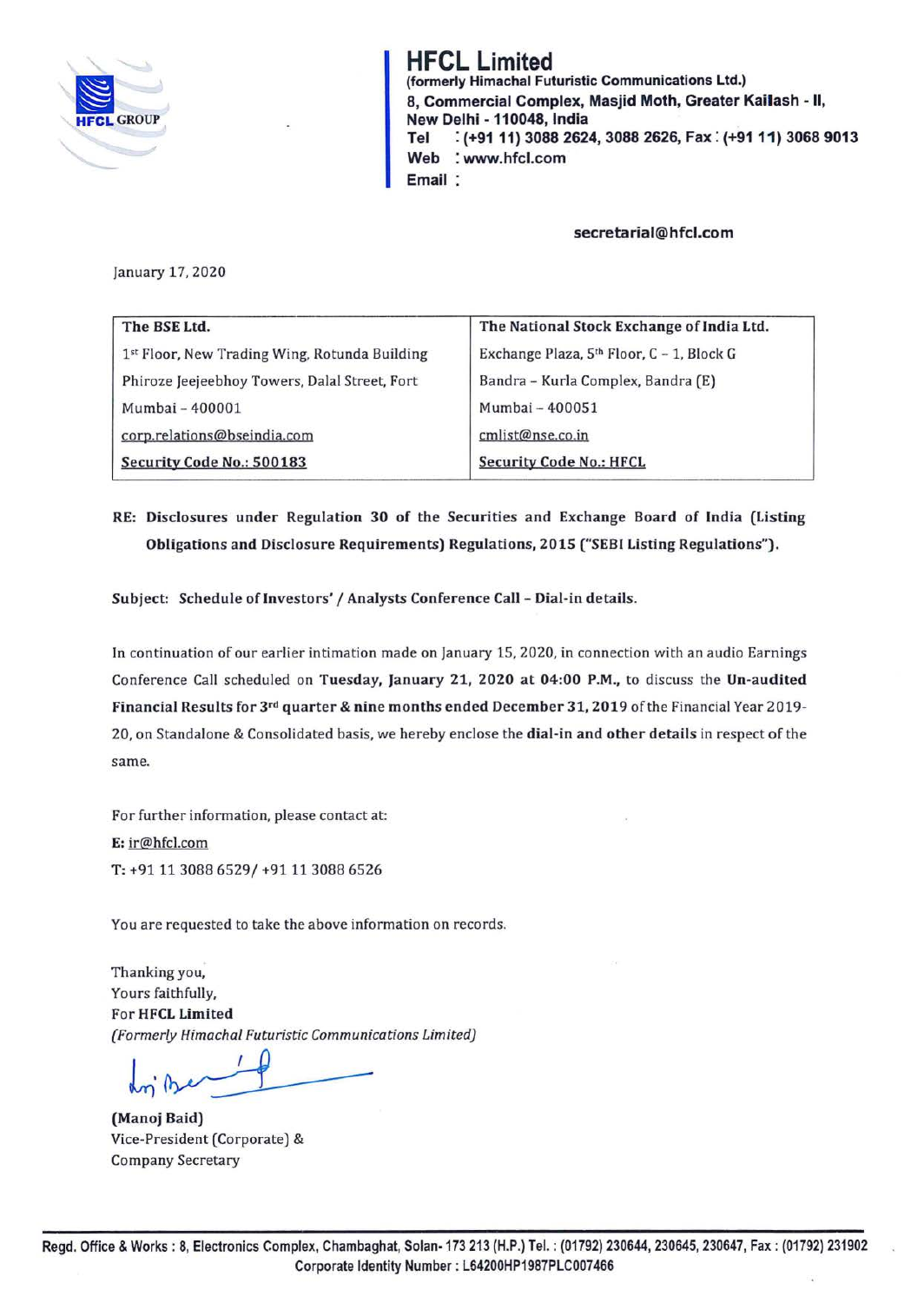# HFCL Limited

**(formerly Himachal Futuristic Communications Ltd.)**
**8, Commercial Complex, Masjid Moth, Greater Kailash - II,**
**New Delhi - 110048, India**
**Tel : (+91 11) 3088 2624, 3088 2626, Fax : (+91 11) 3068 9013**
**Web : www.hfcl.com**
**Email : secretarial@hfcl.com**

January 17, 2020

| **The BSE Ltd.** | **The National Stock Exchange of India Ltd.** |
|---|---|
| 1st Floor, New Trading Wing, Rotunda Building | Exchange Plaza, 5th Floor, C – 1, Block G |
| Phiroze Jeejeebhoy Towers, Dalal Street, Fort | Bandra – Kurla Complex, Bandra (E) |
| Mumbai – 400001 | Mumbai – 400051 |
| corp.relations@bseindia.com | cmlist@nse.co.in |
| **Security Code No.: 500183** | **Security Code No.: HFCL** |

**RE: Disclosures under Regulation 30 of the Securities and Exchange Board of India (Listing Obligations and Disclosure Requirements) Regulations, 2015 ("SEBI Listing Regulations").**

**Subject: Schedule of Investors' / Analysts Conference Call – Dial-in details.**

In continuation of our earlier intimation made on January 15, 2020, in connection with an audio Earnings Conference Call scheduled on **Tuesday, January 21, 2020 at 04:00 P.M.**, to discuss the **Un-audited Financial Results for 3rd quarter & nine months ended December 31, 2019** of the Financial Year 2019-20, on Standalone & Consolidated basis, we hereby enclose the **dial-in and other details** in respect of the same.

For further information, please contact at:
**E:** ir@hfcl.com
T: +91 11 3088 6529/ +91 11 3088 6526

You are requested to take the above information on records.

Thanking you,
Yours faithfully,
For **HFCL Limited**
*(Formerly Himachal Futuristic Communications Limited)*

**(Manoj Baid)**
Vice-President (Corporate) &
Company Secretary

**Regd. Office & Works : 8, Electronics Complex, Chambaghat, Solan- 173 213 (H.P.) Tel. : (01792) 230644, 230645, 230647, Fax : (01792) 231902**
**Corporate Identity Number : L64200HP1987PLC007466**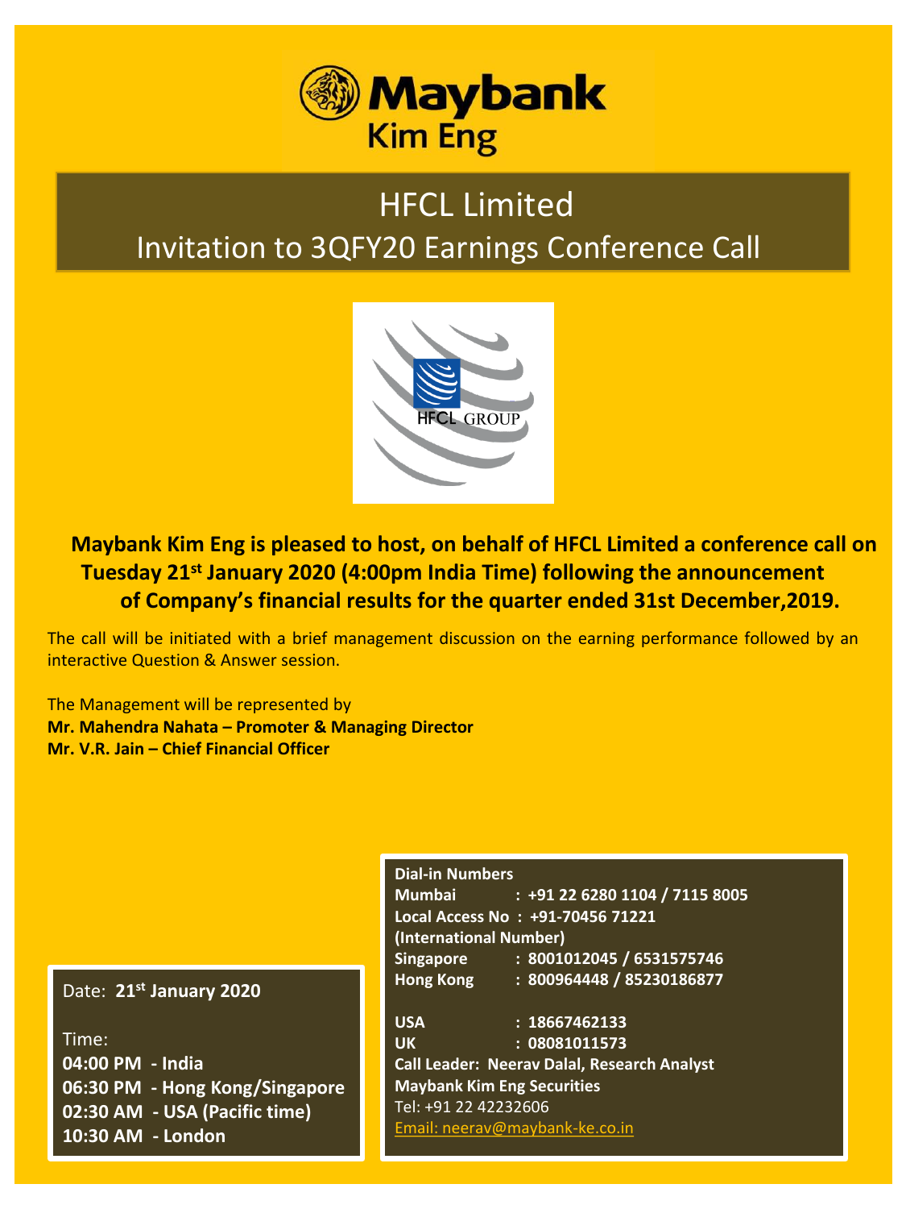Maybank
Kim Eng

# HFCL Limited

## Invitation to 3QFY20 Earnings Conference Call

HFCL GROUP

**Maybank Kim Eng is pleased to host, on behalf of HFCL Limited a conference call on Tuesday 21st January 2020 (4:00pm India Time) following the announcement of Company's financial results for the quarter ended 31st December,2019.**

The call will be initiated with a brief management discussion on the earning performance followed by an interactive Question & Answer session.

The Management will be represented by
**Mr. Mahendra Nahata – Promoter & Managing Director**
**Mr. V.R. Jain – Chief Financial Officer**

Date: **21st January 2020**

Time:
**04:00 PM - India**
**06:30 PM - Hong Kong/Singapore**
**02:30 AM - USA (Pacific time)**
**10:30 AM - London**

**Dial-in Numbers**
**Mumbai : +91 22 6280 1104 / 7115 8005**
**Local Access No : +91-70456 71221**
**(International Number)**
**Singapore : 8001012045 / 6531575746**
**Hong Kong : 800964448 / 85230186877**

**USA : 18667462133**
**UK : 08081011573**
**Call Leader: Neerav Dalal, Research Analyst**
**Maybank Kim Eng Securities**
Tel: +91 22 42232606
Email: neerav@maybank-ke.co.in